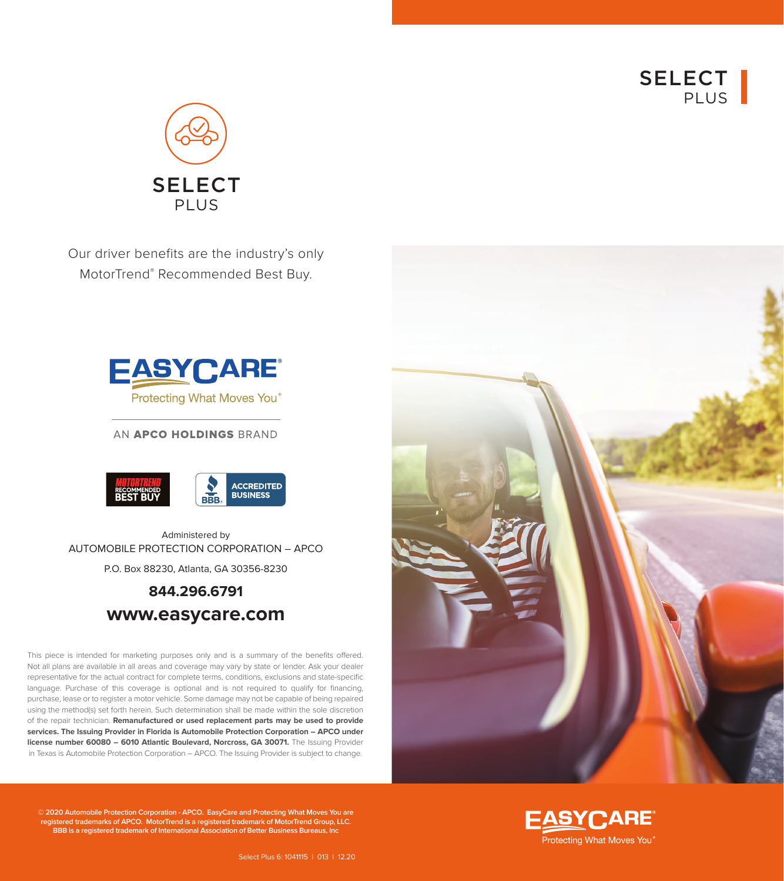# SELECT
## PLUS

# SELECT
## PLUS

Our driver benefits are the industry's only MotorTrend® Recommended Best Buy.

EASYCARE®
Protecting What Moves You®

AN **APCO HOLDINGS** BRAND

MOTORTREND RECOMMENDED BEST BUY

BBB ACCREDITED BUSINESS

Administered by
AUTOMOBILE PROTECTION CORPORATION – APCO

P.O. Box 88230, Atlanta, GA 30356-8230

**844.296.6791**

**www.easycare.com**

This piece is intended for marketing purposes only and is a summary of the benefits offered. Not all plans are available in all areas and coverage may vary by state or lender. Ask your dealer representative for the actual contract for complete terms, conditions, exclusions and state-specific language. Purchase of this coverage is optional and is not required to qualify for financing, purchase, lease or to register a motor vehicle. Some damage may not be capable of being repaired using the method(s) set forth herein. Such determination shall be made within the sole discretion of the repair technician. **Remanufactured or used replacement parts may be used to provide services. The Issuing Provider in Florida is Automobile Protection Corporation – APCO under license number 60080 – 6010 Atlantic Boulevard, Norcross, GA 30071.** The Issuing Provider in Texas is Automobile Protection Corporation – APCO. The Issuing Provider is subject to change.

**© 2020 Automobile Protection Corporation - APCO. EasyCare and Protecting What Moves You are registered trademarks of APCO. MotorTrend is a registered trademark of MotorTrend Group, LLC. BBB is a registered trademark of International Association of Better Business Bureaus, Inc**

EASYCARE®
Protecting What Moves You®

Select Plus 6: 1041115 | 013 | 12.20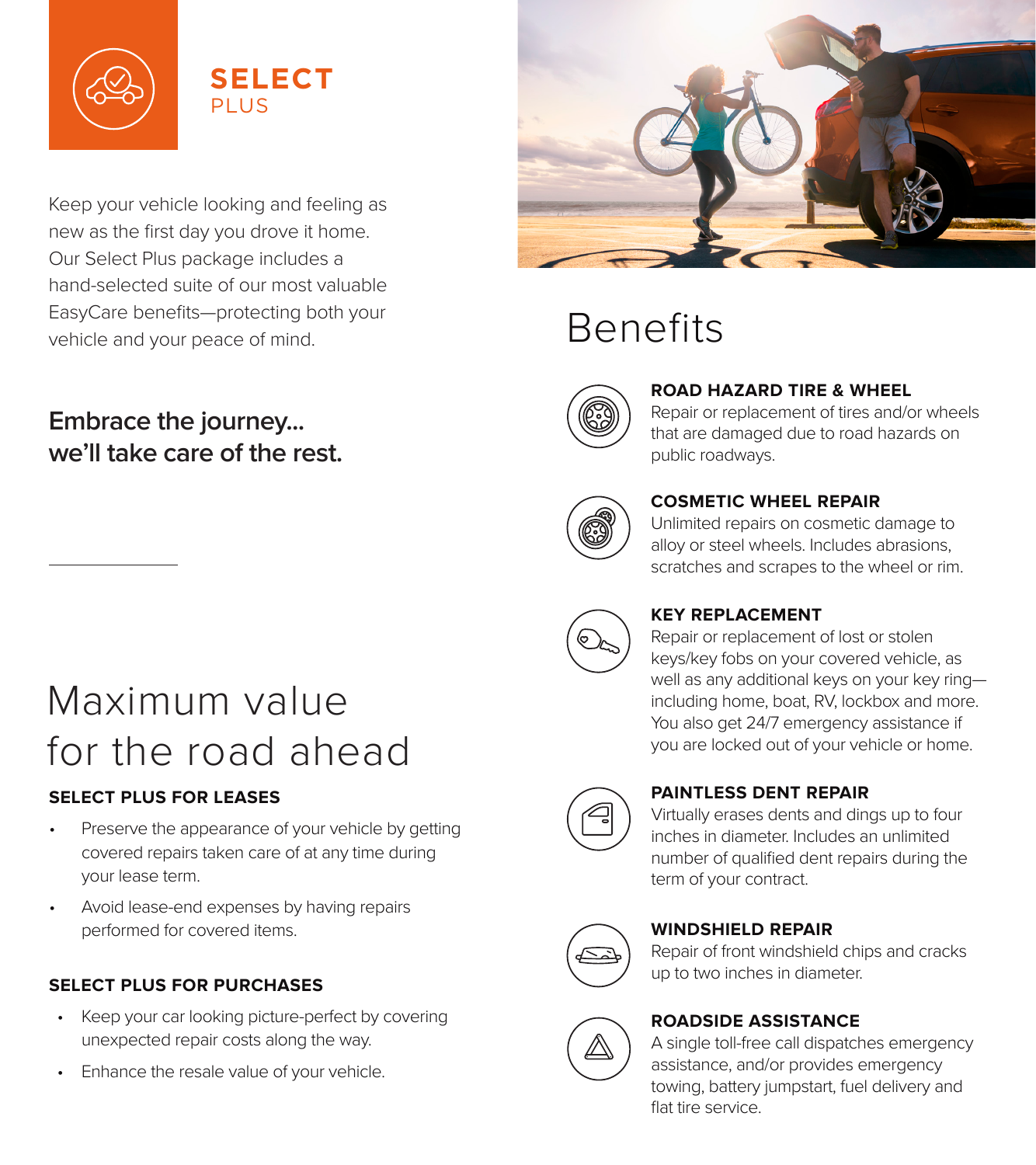# SELECT PLUS

Keep your vehicle looking and feeling as new as the first day you drove it home. Our Select Plus package includes a hand-selected suite of our most valuable EasyCare benefits—protecting both your vehicle and your peace of mind.

**Embrace the journey... we'll take care of the rest.**

## Maximum value for the road ahead

### SELECT PLUS FOR LEASES

- Preserve the appearance of your vehicle by getting covered repairs taken care of at any time during your lease term.
- Avoid lease-end expenses by having repairs performed for covered items.

### SELECT PLUS FOR PURCHASES

- Keep your car looking picture-perfect by covering unexpected repair costs along the way.
- Enhance the resale value of your vehicle.

## Benefits

### ROAD HAZARD TIRE & WHEEL

Repair or replacement of tires and/or wheels that are damaged due to road hazards on public roadways.

### COSMETIC WHEEL REPAIR

Unlimited repairs on cosmetic damage to alloy or steel wheels. Includes abrasions, scratches and scrapes to the wheel or rim.

### KEY REPLACEMENT

Repair or replacement of lost or stolen keys/key fobs on your covered vehicle, as well as any additional keys on your key ring—including home, boat, RV, lockbox and more. You also get 24/7 emergency assistance if you are locked out of your vehicle or home.

### PAINTLESS DENT REPAIR

Virtually erases dents and dings up to four inches in diameter. Includes an unlimited number of qualified dent repairs during the term of your contract.

### WINDSHIELD REPAIR

Repair of front windshield chips and cracks up to two inches in diameter.

### ROADSIDE ASSISTANCE

A single toll-free call dispatches emergency assistance, and/or provides emergency towing, battery jumpstart, fuel delivery and flat tire service.